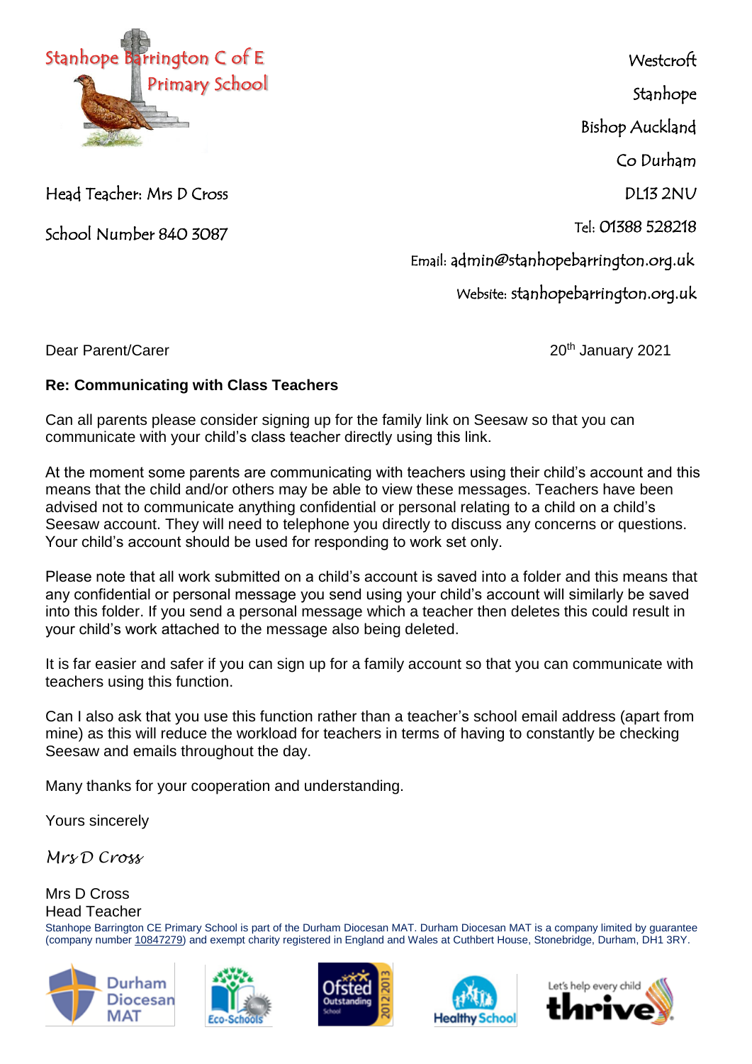Stanhope Barrington C of E Primary School

Head Teacher: Mrs D Cross

School Number 840 3087

Westcroft
Stanhope
Bishop Auckland
Co Durham
DL13 2NU
Tel: 01388 528218
Email: admin@stanhopebarrington.org.uk
Website: stanhopebarrington.org.uk

Dear Parent/Carer

20th January 2021

**Re: Communicating with Class Teachers**

Can all parents please consider signing up for the family link on Seesaw so that you can communicate with your child's class teacher directly using this link.

At the moment some parents are communicating with teachers using their child's account and this means that the child and/or others may be able to view these messages. Teachers have been advised not to communicate anything confidential or personal relating to a child on a child's Seesaw account. They will need to telephone you directly to discuss any concerns or questions. Your child's account should be used for responding to work set only.

Please note that all work submitted on a child's account is saved into a folder and this means that any confidential or personal message you send using your child's account will similarly be saved into this folder. If you send a personal message which a teacher then deletes this could result in your child's work attached to the message also being deleted.

It is far easier and safer if you can sign up for a family account so that you can communicate with teachers using this function.

Can I also ask that you use this function rather than a teacher's school email address (apart from mine) as this will reduce the workload for teachers in terms of having to constantly be checking Seesaw and emails throughout the day.

Many thanks for your cooperation and understanding.

Yours sincerely

*Mrs D Cross*

Mrs D Cross
Head Teacher

Stanhope Barrington CE Primary School is part of the Durham Diocesan MAT. Durham Diocesan MAT is a company limited by guarantee (company number 10847279) and exempt charity registered in England and Wales at Cuthbert House, Stonebridge, Durham, DH1 3RY.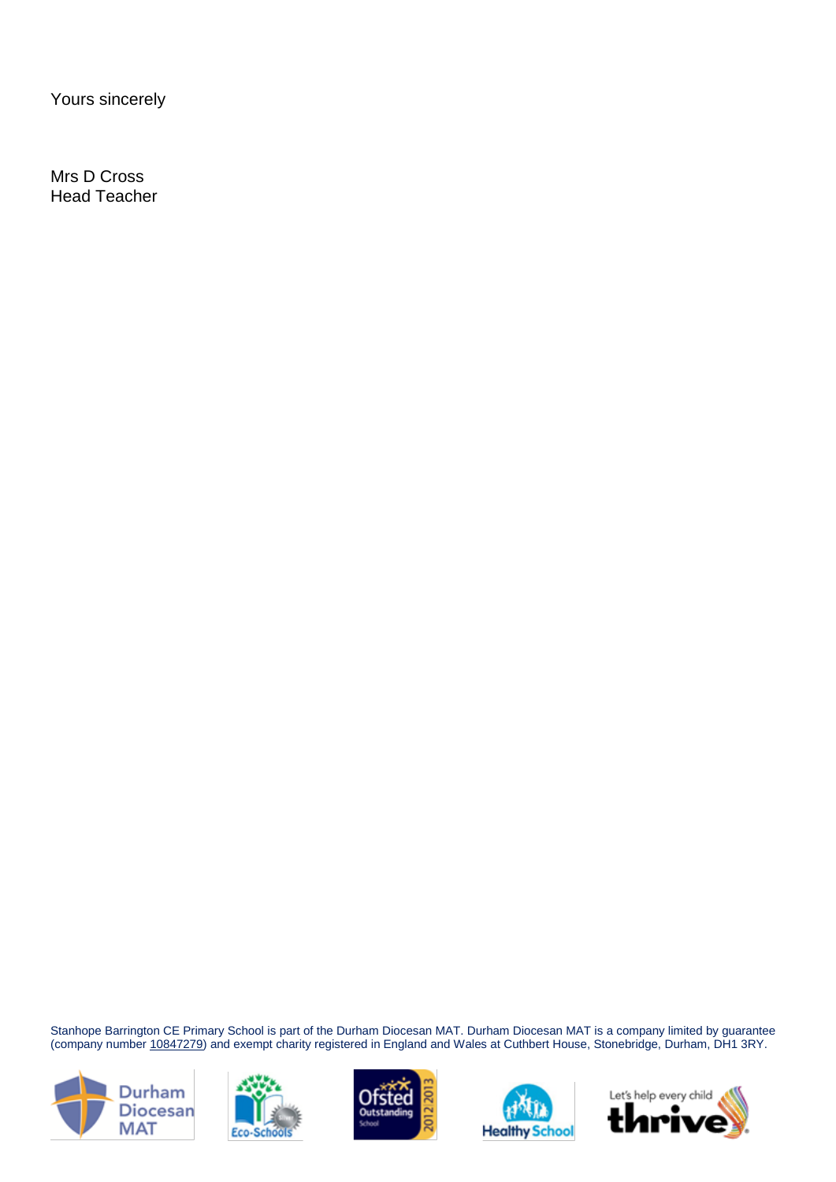Yours sincerely

Mrs D Cross
Head Teacher

Stanhope Barrington CE Primary School is part of the Durham Diocesan MAT. Durham Diocesan MAT is a company limited by guarantee (company number 10847279) and exempt charity registered in England and Wales at Cuthbert House, Stonebridge, Durham, DH1 3RY.